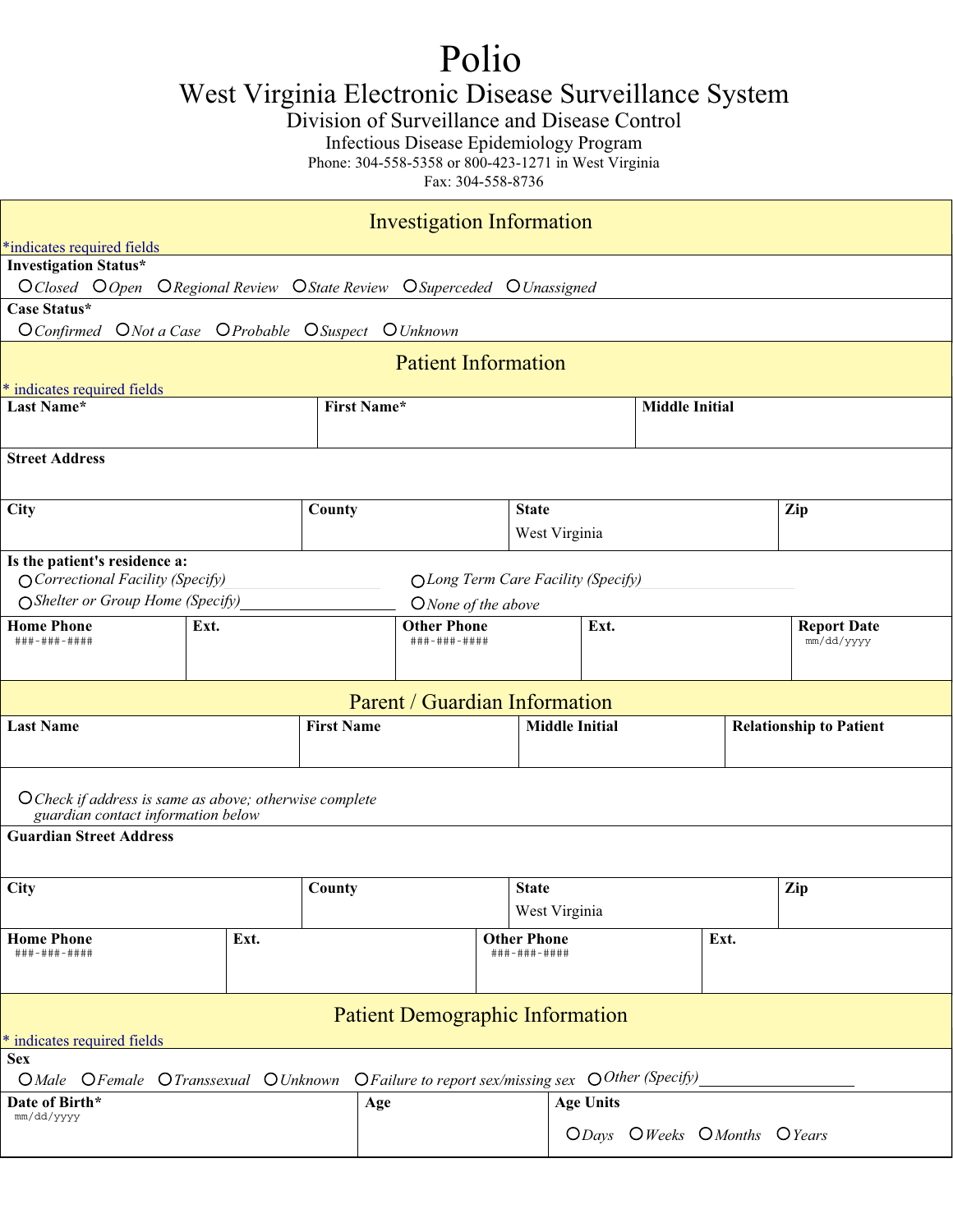# Polio

## West Virginia Electronic Disease Surveillance System

Division of Surveillance and Disease Control

Infectious Disease Epidemiology Program

Phone: 304-558-5358 or 800-423-1271 in West Virginia

Fax: 304-558-8736

### Investigation Information

*indicates required fields

**Investigation Status***

○ *Closed* ○ *Open* ○ *Regional Review* ○ *State Review* ○ *Superceded* ○ *Unassigned*

**Case Status***

○ *Confirmed* ○ *Not a Case* ○ *Probable* ○ *Suspect* ○ *Unknown*

### Patient Information

* indicates required fields

| Last Name* | First Name* | Middle Initial |
|---|---|---|
| | | |

**Street Address**

| City | County | State | Zip |
|---|---|---|---|
| | | West Virginia | |

**Is the patient's residence a:**

○ *Correctional Facility (Specify)* ____________ ○ *Long Term Care Facility (Specify)* ____________

○ *Shelter or Group Home (Specify)* ____________ ○ *None of the above*

| Home Phone | Ext. | Other Phone | Ext. | Report Date |
|---|---|---|---|---|
| ###-###-#### | | ###-###-#### | | mm/dd/yyyy |

### Parent / Guardian Information

| Last Name | First Name | Middle Initial | Relationship to Patient |
|---|---|---|---|
| | | | |

○ *Check if address is same as above; otherwise complete guardian contact information below*

**Guardian Street Address**

| City | County | State | Zip |
|---|---|---|---|
| | | West Virginia | |

| Home Phone | Ext. | Other Phone | Ext. |
|---|---|---|---|
| ###-###-#### | | ###-###-#### | |

### Patient Demographic Information

* indicates required fields

**Sex**

○ *Male* ○ *Female* ○ *Transsexual* ○ *Unknown* ○ *Failure to report sex/missing sex* ○ *Other (Specify)* ____________

| Date of Birth* | Age | Age Units |
|---|---|---|
| mm/dd/yyyy | | ○ *Days* ○ *Weeks* ○ *Months* ○ *Years* |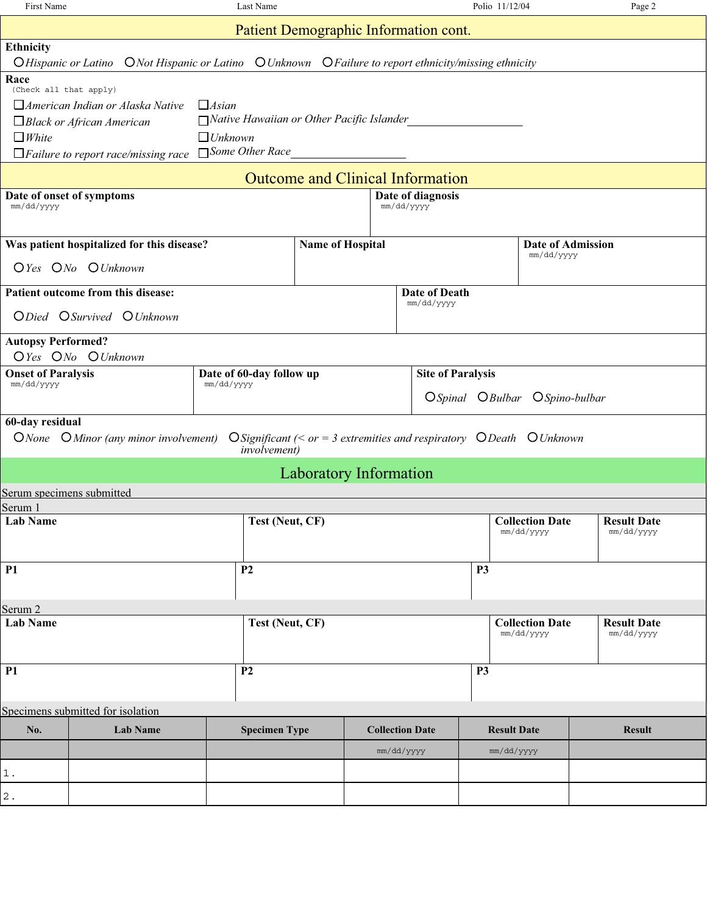## Patient Demographic Information cont.

**Ethnicity**

○ *Hispanic or Latino* ○ *Not Hispanic or Latino* ○ *Unknown* ○ *Failure to report ethnicity/missing ethnicity*

**Race**
(Check all that apply)

☐ *American Indian or Alaska Native* ☐ *Asian*
☐ *Black or African American* ☐ *Native Hawaiian or Other Pacific Islander*___________________
☐ *White* ☐ *Unknown*
☐ *Failure to report race/missing race* ☐ *Some Other Race*___________________

## Outcome and Clinical Information

| **Date of onset of symptoms** mm/dd/yyyy | **Date of diagnosis** mm/dd/yyyy |
|---|---|
| | |

| **Was patient hospitalized for this disease?** | **Name of Hospital** | **Date of Admission** mm/dd/yyyy |
|---|---|---|
| ○ *Yes* ○ *No* ○ *Unknown* | | |

| **Patient outcome from this disease:** | **Date of Death** mm/dd/yyyy |
|---|---|
| ○ *Died* ○ *Survived* ○ *Unknown* | |

**Autopsy Performed?**

○ *Yes* ○ *No* ○ *Unknown*

| **Onset of Paralysis** mm/dd/yyyy | **Date of 60-day follow up** mm/dd/yyyy | **Site of Paralysis** |
|---|---|---|
| | | ○ *Spinal* ○ *Bulbar* ○ *Spino-bulbar* |

**60-day residual**

○ *None* ○ *Minor (any minor involvement)* ○ *Significant (< or = 3 extremities and respiratory involvement)* ○ *Death* ○ *Unknown*

## Laboratory Information

Serum specimens submitted

Serum 1

| **Lab Name** | **Test (Neut, CF)** | **Collection Date** mm/dd/yyyy | **Result Date** mm/dd/yyyy |
|---|---|---|---|
| | | | |

| **P1** | **P2** | **P3** |
|---|---|---|
| | | |

Serum 2

| **Lab Name** | **Test (Neut, CF)** | **Collection Date** mm/dd/yyyy | **Result Date** mm/dd/yyyy |
|---|---|---|---|
| | | | |

| **P1** | **P2** | **P3** |
|---|---|---|
| | | |

Specimens submitted for isolation

| No. | Lab Name | Specimen Type | Collection Date | Result Date | Result |
|---|---|---|---|---|---|
| | | | mm/dd/yyyy | mm/dd/yyyy | |
| 1. | | | | | |
| 2. | | | | | |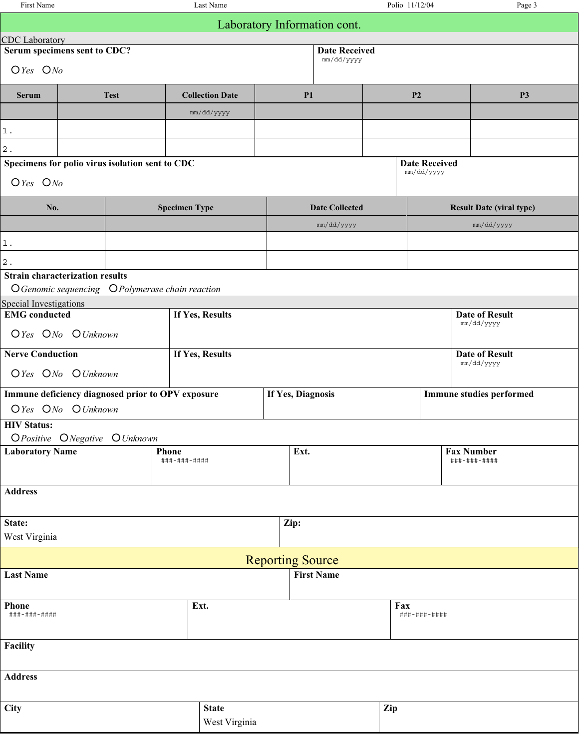## Laboratory Information cont.

### CDC Laboratory

**Serum specimens sent to CDC?**

○ *Yes* ○ *No*

**Date Received**
mm/dd/yyyy

| Serum | Test | Collection Date | P1 | P2 | P3 |
|---|---|---|---|---|---|
| | | mm/dd/yyyy | | | |
| 1. | | | | | |
| 2. | | | | | |

**Specimens for polio virus isolation sent to CDC**

○ *Yes* ○ *No*

**Date Received**
mm/dd/yyyy

| No. | Specimen Type | Date Collected | Result Date (viral type) |
|---|---|---|---|
| | | mm/dd/yyyy | mm/dd/yyyy |
| 1. | | | |
| 2. | | | |

**Strain characterization results**

○ *Genomic sequencing* ○ *Polymerase chain reaction*

### Special Investigations

**EMG conducted**

○ *Yes* ○ *No* ○ *Unknown*

**If Yes, Results**

**Date of Result**
mm/dd/yyyy

**Nerve Conduction**

○ *Yes* ○ *No* ○ *Unknown*

**If Yes, Results**

**Date of Result**
mm/dd/yyyy

**Immune deficiency diagnosed prior to OPV exposure**

○ *Yes* ○ *No* ○ *Unknown*

**If Yes, Diagnosis**

**Immune studies performed**

**HIV Status:**

○ *Positive* ○ *Negative* ○ *Unknown*

**Laboratory Name**

**Phone**
###-###-####

**Ext.**

**Fax Number**
###-###-####

**Address**

**State:**
West Virginia

**Zip:**

## Reporting Source

**Last Name**

**First Name**

**Phone**
###-###-####

**Ext.**

**Fax**
###-###-####

**Facility**

**Address**

**City**

**State**
West Virginia

**Zip**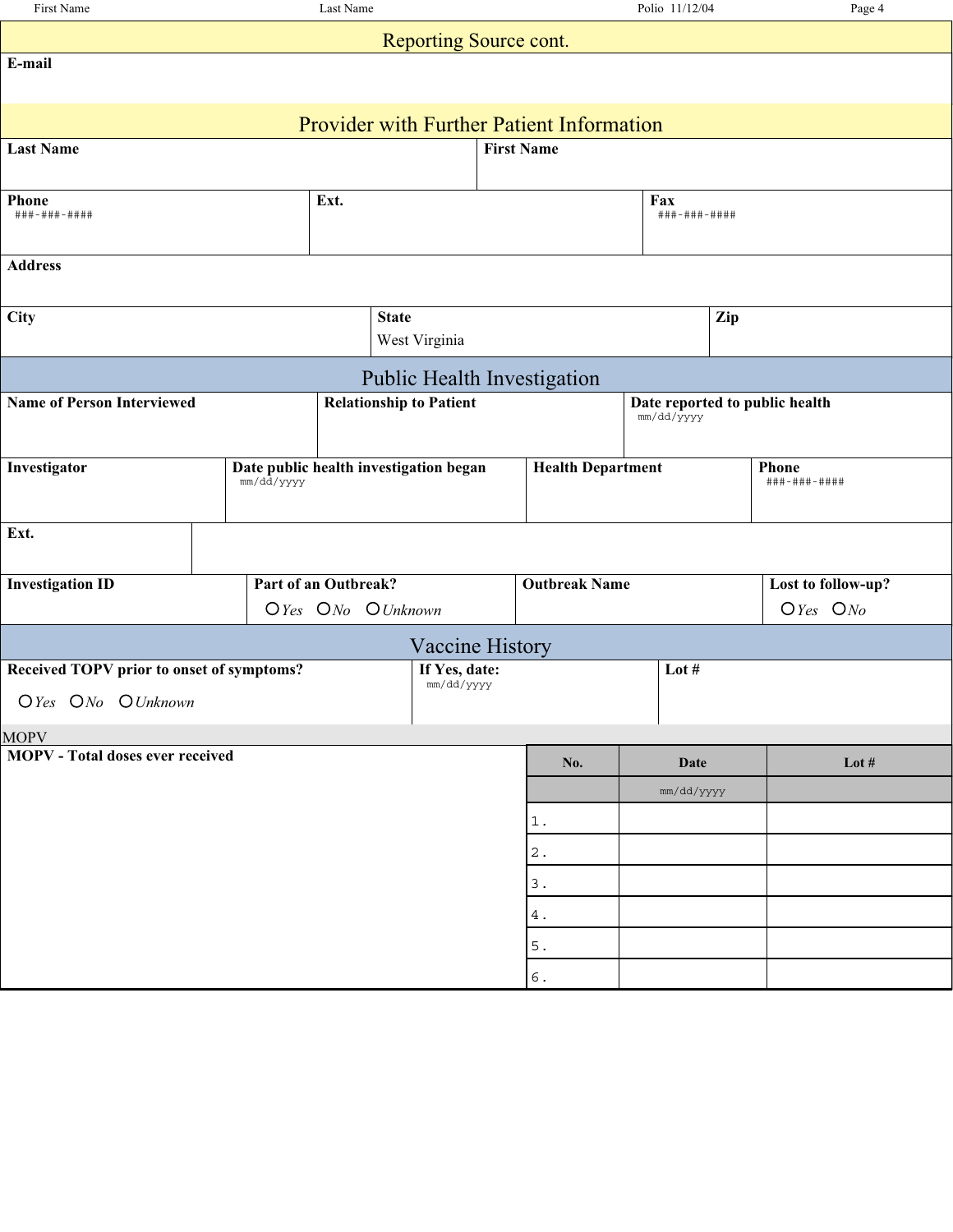## Reporting Source cont.

**E-mail**

## Provider with Further Patient Information

| **Last Name** | **First Name** |
|---|---|
| | |

| **Phone** | **Ext.** | **Fax** |
|---|---|---|
| ###-###-#### | | ###-###-#### |

**Address**

| **City** | **State** | **Zip** |
|---|---|---|
| | West Virginia | |

## Public Health Investigation

| **Name of Person Interviewed** | **Relationship to Patient** | **Date reported to public health** |
|---|---|---|
| | | mm/dd/yyyy |

| **Investigator** | **Date public health investigation began** | **Health Department** | **Phone** |
|---|---|---|---|
| | mm/dd/yyyy | | ###-###-#### |

**Ext.**

| **Investigation ID** | **Part of an Outbreak?** | **Outbreak Name** | **Lost to follow-up?** |
|---|---|---|---|
| | O *Yes* O *No* O *Unknown* | | O *Yes* O *No* |

## Vaccine History

| **Received TOPV prior to onset of symptoms?** | **If Yes, date:** | **Lot #** |
|---|---|---|
| O *Yes* O *No* O *Unknown* | mm/dd/yyyy | |

MOPV

**MOPV - Total doses ever received**

| No. | Date | Lot # |
|---|---|---|
| | mm/dd/yyyy | |
| 1. | | |
| 2. | | |
| 3. | | |
| 4. | | |
| 5. | | |
| 6. | | |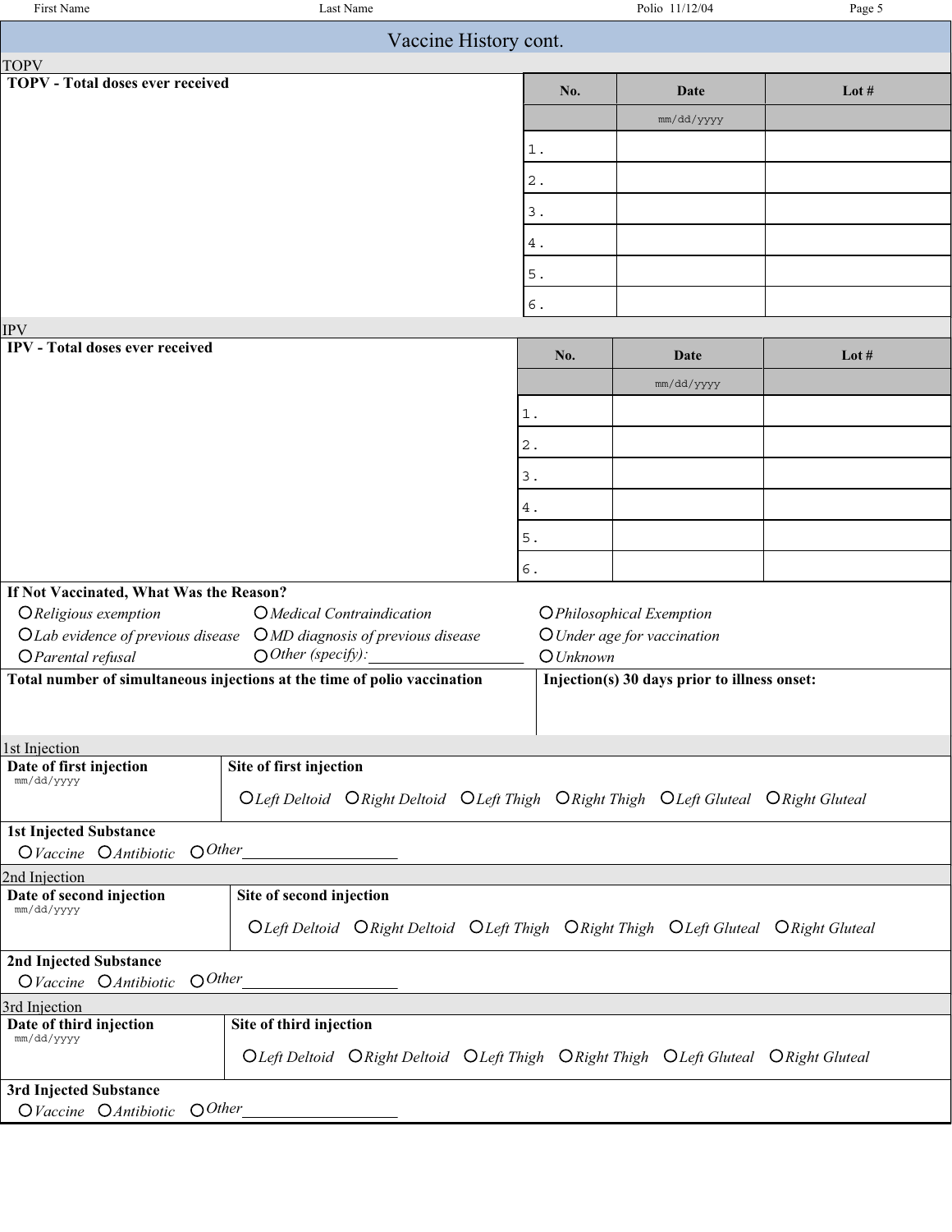## Vaccine History cont.

### TOPV

**TOPV - Total doses ever received**

| No. | Date | Lot # |
|---|---|---|
| | mm/dd/yyyy | |
| 1. | | |
| 2. | | |
| 3. | | |
| 4. | | |
| 5. | | |
| 6. | | |

### IPV

**IPV - Total doses ever received**

| No. | Date | Lot # |
|---|---|---|
| | mm/dd/yyyy | |
| 1. | | |
| 2. | | |
| 3. | | |
| 4. | | |
| 5. | | |
| 6. | | |

**If Not Vaccinated, What Was the Reason?**

- O *Religious exemption*
- O *Medical Contraindication*
- O *Philosophical Exemption*
- O *Lab evidence of previous disease*
- O *MD diagnosis of previous disease*
- O *Under age for vaccination*
- O *Parental refusal*
- O *Other (specify):*\_\_\_\_\_\_\_\_\_\_\_\_\_\_\_\_\_\_\_\_
- O *Unknown*

**Total number of simultaneous injections at the time of polio vaccination**

**Injection(s) 30 days prior to illness onset:**

### 1st Injection

**Date of first injection** mm/dd/yyyy

**Site of first injection**

O *Left Deltoid* O *Right Deltoid* O *Left Thigh* O *Right Thigh* O *Left Gluteal* O *Right Gluteal*

**1st Injected Substance**

O *Vaccine* O *Antibiotic* O *Other*\_\_\_\_\_\_\_\_\_\_\_\_\_\_\_\_\_\_\_\_

### 2nd Injection

**Date of second injection** mm/dd/yyyy

**Site of second injection**

O *Left Deltoid* O *Right Deltoid* O *Left Thigh* O *Right Thigh* O *Left Gluteal* O *Right Gluteal*

**2nd Injected Substance**

O *Vaccine* O *Antibiotic* O *Other*\_\_\_\_\_\_\_\_\_\_\_\_\_\_\_\_\_\_\_\_

### 3rd Injection

**Date of third injection** mm/dd/yyyy

**Site of third injection**

O *Left Deltoid* O *Right Deltoid* O *Left Thigh* O *Right Thigh* O *Left Gluteal* O *Right Gluteal*

**3rd Injected Substance**

O *Vaccine* O *Antibiotic* O *Other*\_\_\_\_\_\_\_\_\_\_\_\_\_\_\_\_\_\_\_\_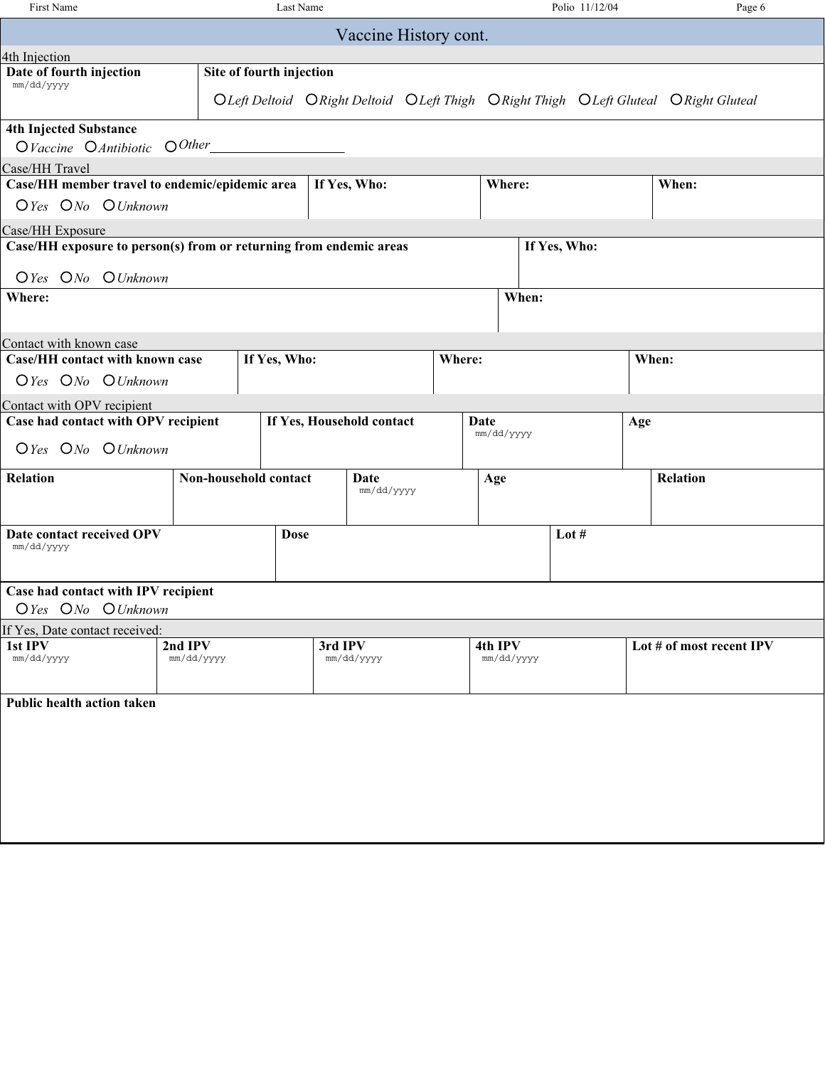## Vaccine History cont.

### 4th Injection

| Date of fourth injection (mm/dd/yyyy) | Site of fourth injection |
|---|---|
| | ○ Left Deltoid ○ Right Deltoid ○ Left Thigh ○ Right Thigh ○ Left Gluteal ○ Right Gluteal |

**4th Injected Substance**
○ *Vaccine* ○ *Antibiotic* ○ *Other* ____________________

### Case/HH Travel

| Case/HH member travel to endemic/epidemic area | If Yes, Who: | Where: | When: |
|---|---|---|---|
| ○ *Yes* ○ *No* ○ *Unknown* | | | |

### Case/HH Exposure

| Case/HH exposure to person(s) from or returning from endemic areas | If Yes, Who: |
|---|---|
| ○ *Yes* ○ *No* ○ *Unknown* | |
| **Where:** | **When:** |

### Contact with known case

| Case/HH contact with known case | If Yes, Who: | Where: | When: |
|---|---|---|---|
| ○ *Yes* ○ *No* ○ *Unknown* | | | |

### Contact with OPV recipient

| Case had contact with OPV recipient | If Yes, Household contact | Date (mm/dd/yyyy) | Age |
|---|---|---|---|
| ○ *Yes* ○ *No* ○ *Unknown* | | | |

| Relation | Non-household contact | Date (mm/dd/yyyy) | Age | Relation |
|---|---|---|---|---|
| | | | | |

| Date contact received OPV (mm/dd/yyyy) | Dose | Lot # |
|---|---|---|
| | | |

**Case had contact with IPV recipient**
○ *Yes* ○ *No* ○ *Unknown*

### If Yes, Date contact received:

| 1st IPV (mm/dd/yyyy) | 2nd IPV (mm/dd/yyyy) | 3rd IPV (mm/dd/yyyy) | 4th IPV (mm/dd/yyyy) | Lot # of most recent IPV |
|---|---|---|---|---|
| | | | | |

**Public health action taken**